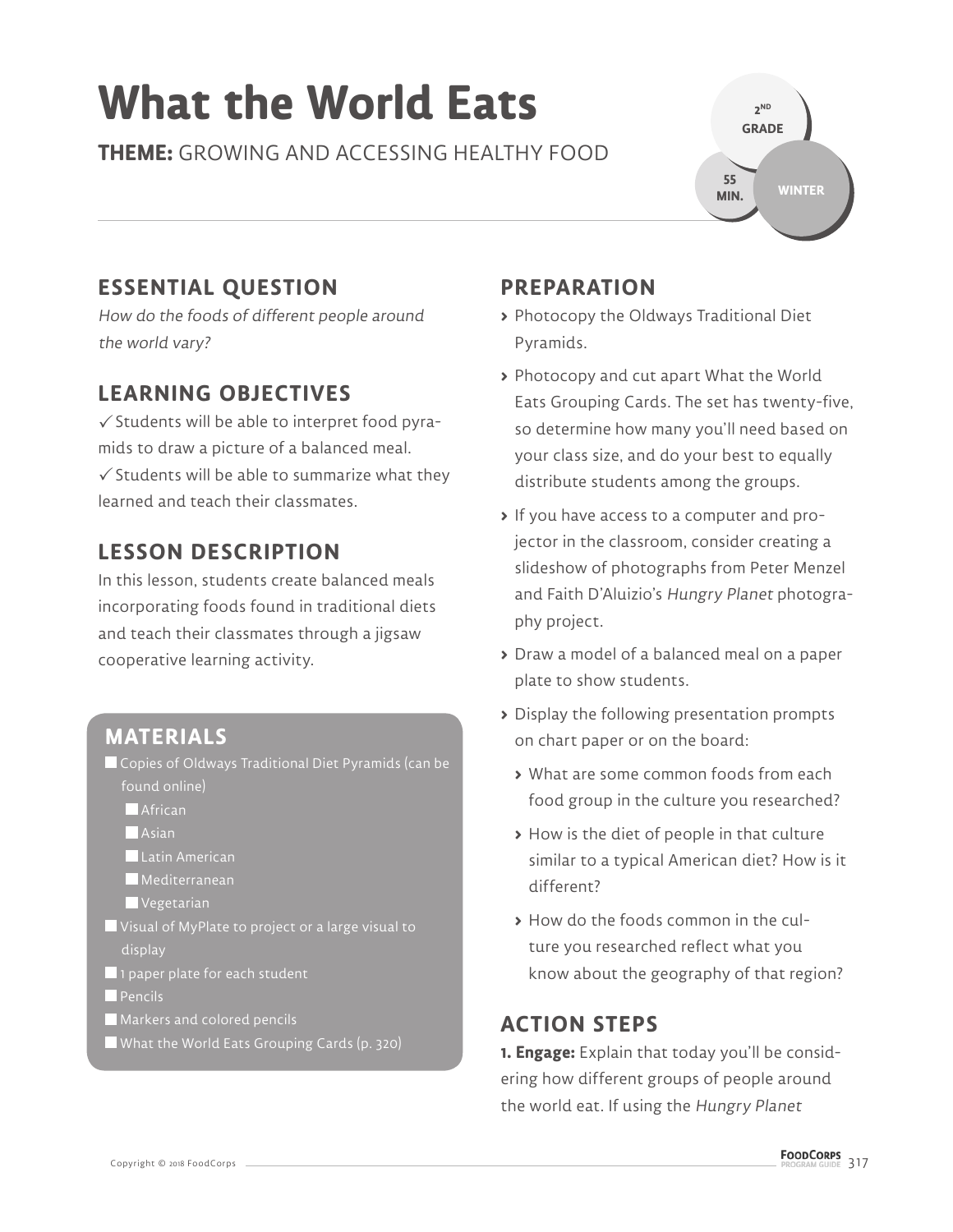# What the World Eats

**THEME:** GROWING AND ACCESSING HEALTHY FOOD

2ND GRADE

55 MIN.

WINTER

## ESSENTIAL QUESTION

*How do the foods of different people around the world vary?*

## LEARNING OBJECTIVES

✓ Students will be able to interpret food pyramids to draw a picture of a balanced meal.

✓ Students will be able to summarize what they learned and teach their classmates.

## LESSON DESCRIPTION

In this lesson, students create balanced meals incorporating foods found in traditional diets and teach their classmates through a jigsaw cooperative learning activity.

## MATERIALS

- Copies of Oldways Traditional Diet Pyramids (can be found online)
  - African
  - Asian
  - Latin American
  - Mediterranean
  - Vegetarian
- Visual of MyPlate to project or a large visual to display
- 1 paper plate for each student
- Pencils
- Markers and colored pencils
- What the World Eats Grouping Cards (p. 320)

## PREPARATION

- Photocopy the Oldways Traditional Diet Pyramids.
- Photocopy and cut apart What the World Eats Grouping Cards. The set has twenty-five, so determine how many you'll need based on your class size, and do your best to equally distribute students among the groups.
- If you have access to a computer and projector in the classroom, consider creating a slideshow of photographs from Peter Menzel and Faith D'Aluizio's *Hungry Planet* photography project.
- Draw a model of a balanced meal on a paper plate to show students.
- Display the following presentation prompts on chart paper or on the board:
  - What are some common foods from each food group in the culture you researched?
  - How is the diet of people in that culture similar to a typical American diet? How is it different?
  - How do the foods common in the culture you researched reflect what you know about the geography of that region?

## ACTION STEPS

**1. Engage:** Explain that today you'll be considering how different groups of people around the world eat. If using the *Hungry Planet*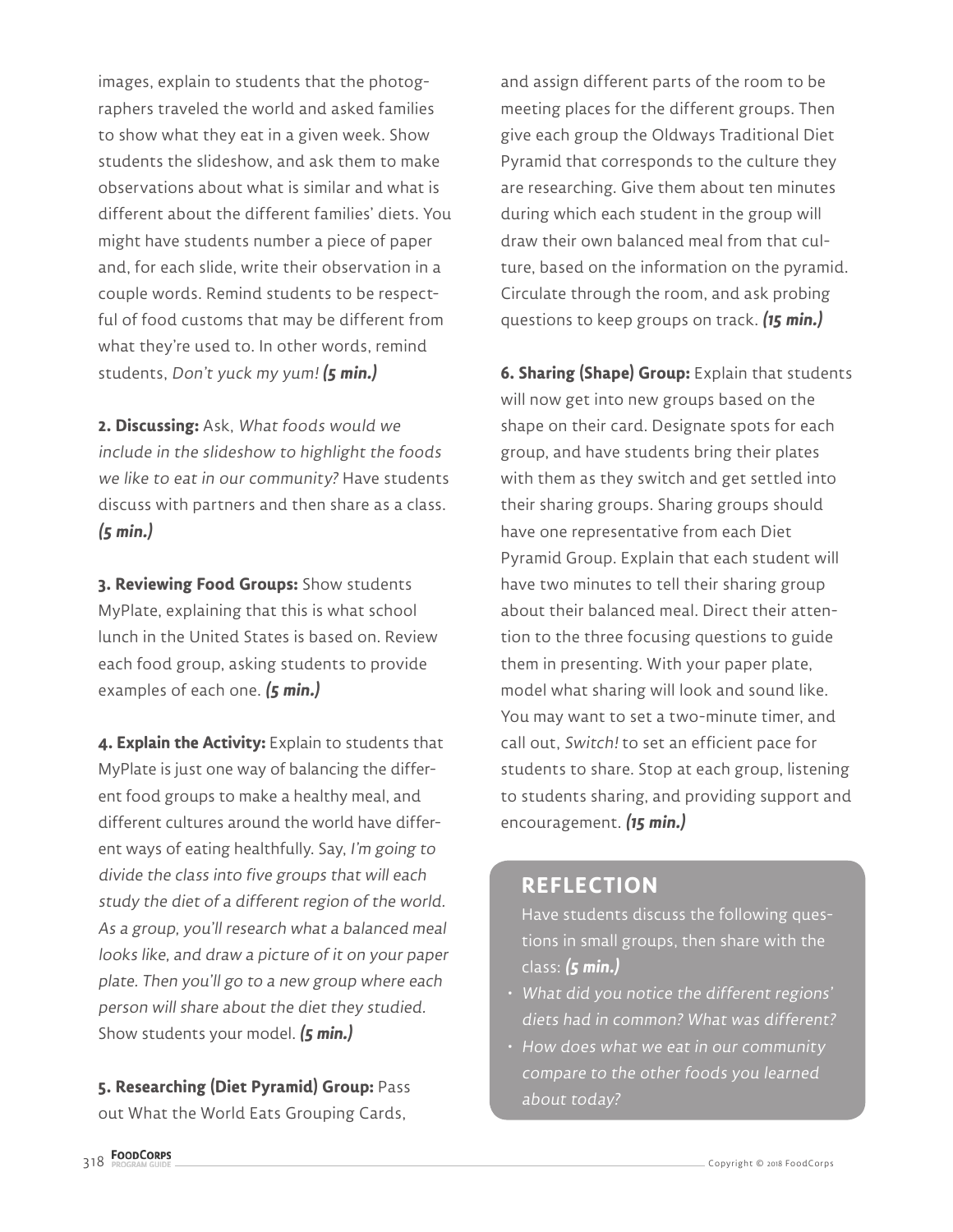images, explain to students that the photographers traveled the world and asked families to show what they eat in a given week. Show students the slideshow, and ask them to make observations about what is similar and what is different about the different families' diets. You might have students number a piece of paper and, for each slide, write their observation in a couple words. Remind students to be respectful of food customs that may be different from what they're used to. In other words, remind students, *Don't yuck my yum!* ***(5 min.)***

**2. Discussing:** Ask, *What foods would we include in the slideshow to highlight the foods we like to eat in our community?* Have students discuss with partners and then share as a class. ***(5 min.)***

**3. Reviewing Food Groups:** Show students MyPlate, explaining that this is what school lunch in the United States is based on. Review each food group, asking students to provide examples of each one. ***(5 min.)***

**4. Explain the Activity:** Explain to students that MyPlate is just one way of balancing the different food groups to make a healthy meal, and different cultures around the world have different ways of eating healthfully. Say, *I'm going to divide the class into five groups that will each study the diet of a different region of the world. As a group, you'll research what a balanced meal looks like, and draw a picture of it on your paper plate. Then you'll go to a new group where each person will share about the diet they studied.* Show students your model. ***(5 min.)***

**5. Researching (Diet Pyramid) Group:** Pass out What the World Eats Grouping Cards, and assign different parts of the room to be meeting places for the different groups. Then give each group the Oldways Traditional Diet Pyramid that corresponds to the culture they are researching. Give them about ten minutes during which each student in the group will draw their own balanced meal from that culture, based on the information on the pyramid. Circulate through the room, and ask probing questions to keep groups on track. ***(15 min.)***

**6. Sharing (Shape) Group:** Explain that students will now get into new groups based on the shape on their card. Designate spots for each group, and have students bring their plates with them as they switch and get settled into their sharing groups. Sharing groups should have one representative from each Diet Pyramid Group. Explain that each student will have two minutes to tell their sharing group about their balanced meal. Direct their attention to the three focusing questions to guide them in presenting. With your paper plate, model what sharing will look and sound like. You may want to set a two-minute timer, and call out, *Switch!* to set an efficient pace for students to share. Stop at each group, listening to students sharing, and providing support and encouragement. ***(15 min.)***

## REFLECTION

Have students discuss the following questions in small groups, then share with the class: ***(5 min.)***

- *What did you notice the different regions' diets had in common? What was different?*
- *How does what we eat in our community compare to the other foods you learned about today?*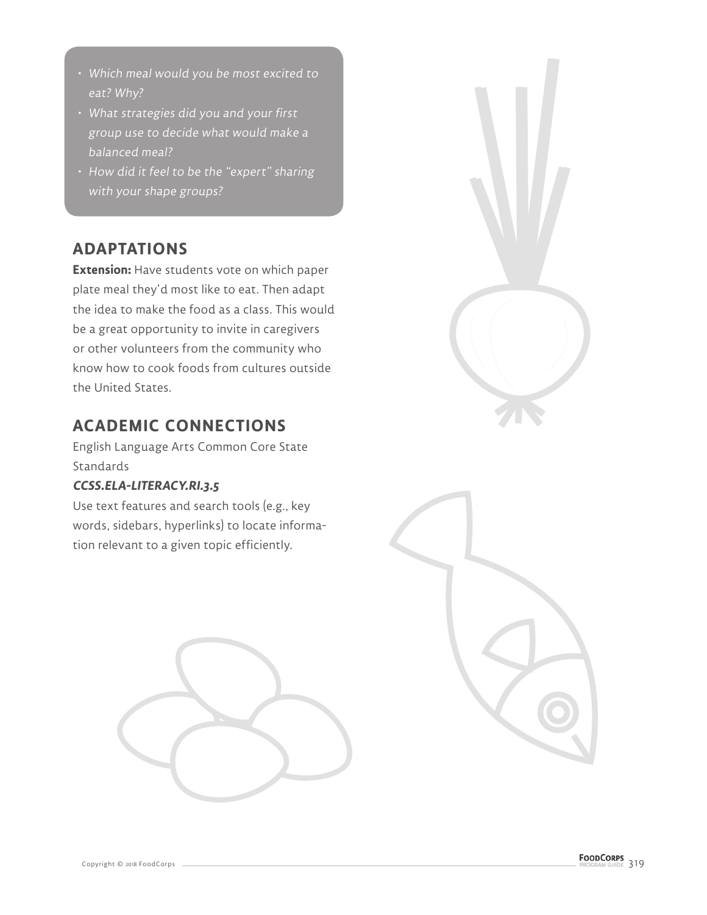- *Which meal would you be most excited to eat? Why?*
- *What strategies did you and your first group use to decide what would make a balanced meal?*
- *How did it feel to be the "expert" sharing with your shape groups?*

## ADAPTATIONS

**Extension:** Have students vote on which paper plate meal they'd most like to eat. Then adapt the idea to make the food as a class. This would be a great opportunity to invite in caregivers or other volunteers from the community who know how to cook foods from cultures outside the United States.

## ACADEMIC CONNECTIONS

English Language Arts Common Core State Standards

***CCSS.ELA-LITERACY.RI.3.5***

Use text features and search tools (e.g., key words, sidebars, hyperlinks) to locate information relevant to a given topic efficiently.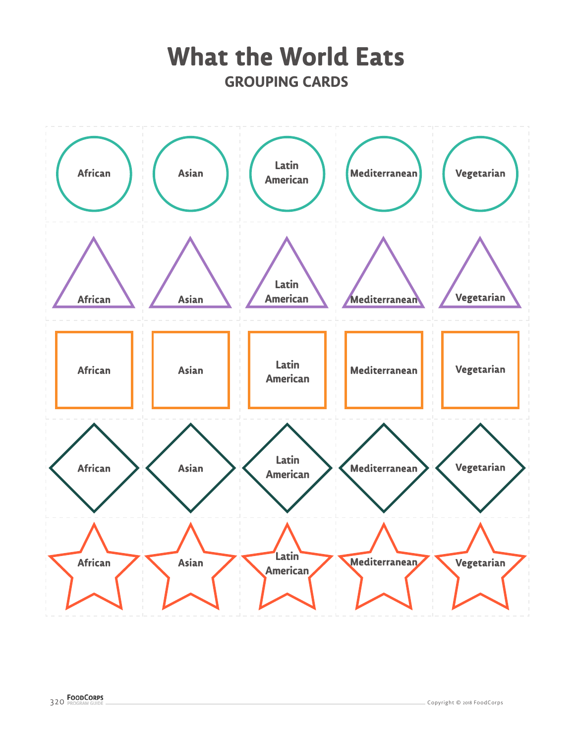# What the World Eats

## GROUPING CARDS

| | | | | |
|---|---|---|---|---|
| African | Asian | Latin American | Mediterranean | Vegetarian |
| African | Asian | Latin American | Mediterranean | Vegetarian |
| African | Asian | Latin American | Mediterranean | Vegetarian |
| African | Asian | Latin American | Mediterranean | Vegetarian |
| African | Asian | Latin American | Mediterranean | Vegetarian |

Copyright © 2018 FoodCorps